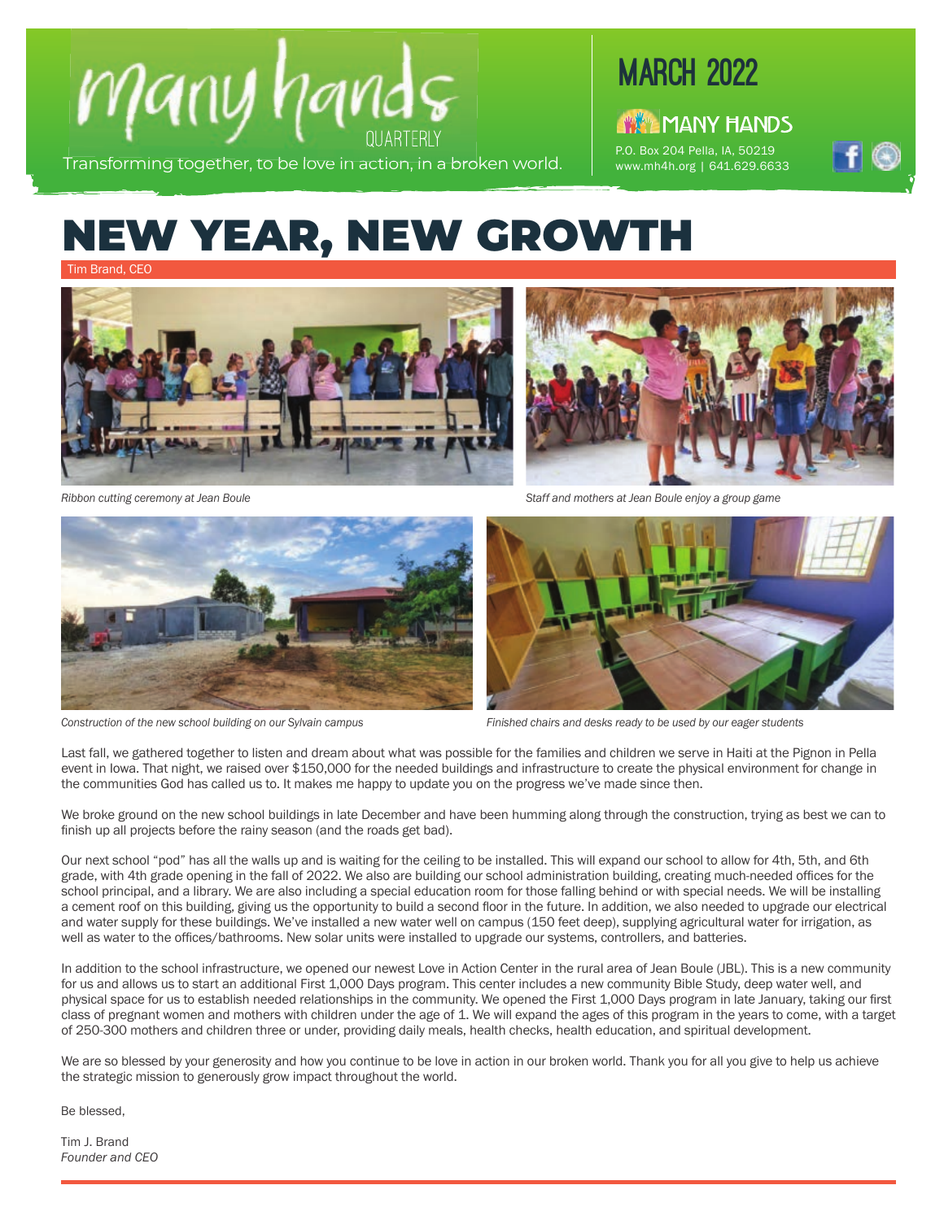# many hands QUARTERLY

Transforming together, to be love in action, in a broken world.

MARCH 2022

MANY HANDS

P.O. Box 204 Pella, IA, 50219
www.mh4h.org | 641.629.6633

# NEW YEAR, NEW GROWTH

Tim Brand, CEO

*Ribbon cutting ceremony at Jean Boule*

*Staff and mothers at Jean Boule enjoy a group game*

*Construction of the new school building on our Sylvain campus*

*Finished chairs and desks ready to be used by our eager students*

Last fall, we gathered together to listen and dream about what was possible for the families and children we serve in Haiti at the Pignon in Pella event in Iowa. That night, we raised over $150,000 for the needed buildings and infrastructure to create the physical environment for change in the communities God has called us to. It makes me happy to update you on the progress we've made since then.

We broke ground on the new school buildings in late December and have been humming along through the construction, trying as best we can to finish up all projects before the rainy season (and the roads get bad).

Our next school "pod" has all the walls up and is waiting for the ceiling to be installed. This will expand our school to allow for 4th, 5th, and 6th grade, with 4th grade opening in the fall of 2022. We also are building our school administration building, creating much-needed offices for the school principal, and a library. We are also including a special education room for those falling behind or with special needs. We will be installing a cement roof on this building, giving us the opportunity to build a second floor in the future. In addition, we also needed to upgrade our electrical and water supply for these buildings. We've installed a new water well on campus (150 feet deep), supplying agricultural water for irrigation, as well as water to the offices/bathrooms. New solar units were installed to upgrade our systems, controllers, and batteries.

In addition to the school infrastructure, we opened our newest Love in Action Center in the rural area of Jean Boule (JBL). This is a new community for us and allows us to start an additional First 1,000 Days program. This center includes a new community Bible Study, deep water well, and physical space for us to establish needed relationships in the community. We opened the First 1,000 Days program in late January, taking our first class of pregnant women and mothers with children under the age of 1. We will expand the ages of this program in the years to come, with a target of 250-300 mothers and children three or under, providing daily meals, health checks, health education, and spiritual development.

We are so blessed by your generosity and how you continue to be love in action in our broken world. Thank you for all you give to help us achieve the strategic mission to generously grow impact throughout the world.

Be blessed,

Tim J. Brand
*Founder and CEO*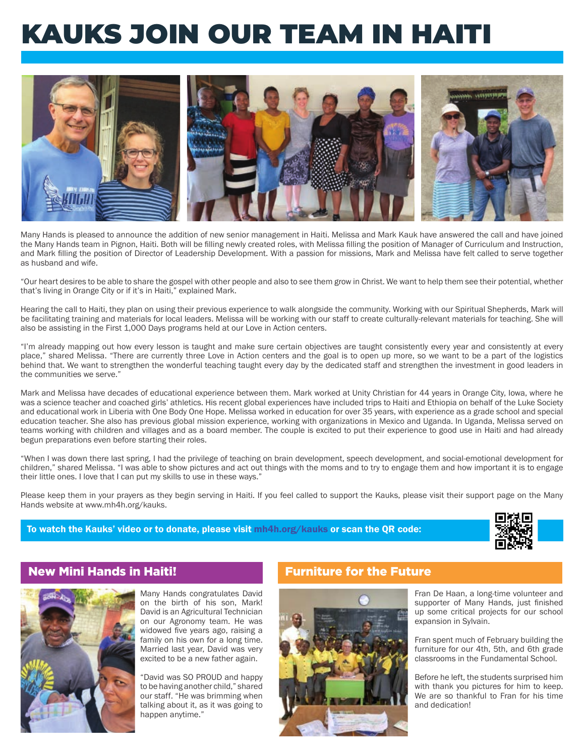# KAUKS JOIN OUR TEAM IN HAITI

Many Hands is pleased to announce the addition of new senior management in Haiti. Melissa and Mark Kauk have answered the call and have joined the Many Hands team in Pignon, Haiti. Both will be filling newly created roles, with Melissa filling the position of Manager of Curriculum and Instruction, and Mark filling the position of Director of Leadership Development. With a passion for missions, Mark and Melissa have felt called to serve together as husband and wife.

"Our heart desires to be able to share the gospel with other people and also to see them grow in Christ. We want to help them see their potential, whether that's living in Orange City or if it's in Haiti," explained Mark.

Hearing the call to Haiti, they plan on using their previous experience to walk alongside the community. Working with our Spiritual Shepherds, Mark will be facilitating training and materials for local leaders. Melissa will be working with our staff to create culturally-relevant materials for teaching. She will also be assisting in the First 1,000 Days programs held at our Love in Action centers.

"I'm already mapping out how every lesson is taught and make sure certain objectives are taught consistently every year and consistently at every place," shared Melissa. "There are currently three Love in Action centers and the goal is to open up more, so we want to be a part of the logistics behind that. We want to strengthen the wonderful teaching taught every day by the dedicated staff and strengthen the investment in good leaders in the communities we serve."

Mark and Melissa have decades of educational experience between them. Mark worked at Unity Christian for 44 years in Orange City, Iowa, where he was a science teacher and coached girls' athletics. His recent global experiences have included trips to Haiti and Ethiopia on behalf of the Luke Society and educational work in Liberia with One Body One Hope. Melissa worked in education for over 35 years, with experience as a grade school and special education teacher. She also has previous global mission experience, working with organizations in Mexico and Uganda. In Uganda, Melissa served on teams working with children and villages and as a board member. The couple is excited to put their experience to good use in Haiti and had already begun preparations even before starting their roles.

"When I was down there last spring, I had the privilege of teaching on brain development, speech development, and social-emotional development for children," shared Melissa. "I was able to show pictures and act out things with the moms and to try to engage them and how important it is to engage their little ones. I love that I can put my skills to use in these ways."

Please keep them in your prayers as they begin serving in Haiti. If you feel called to support the Kauks, please visit their support page on the Many Hands website at www.mh4h.org/kauks.

**To watch the Kauks' video or to donate, please visit mh4h.org/kauks or scan the QR code:**

## New Mini Hands in Haiti!

Many Hands congratulates David on the birth of his son, Mark! David is an Agricultural Technician on our Agronomy team. He was widowed five years ago, raising a family on his own for a long time. Married last year, David was very excited to be a new father again.

"David was SO PROUD and happy to be having another child," shared our staff. "He was brimming when talking about it, as it was going to happen anytime."

## Furniture for the Future

Fran De Haan, a long-time volunteer and supporter of Many Hands, just finished up some critical projects for our school expansion in Sylvain.

Fran spent much of February building the furniture for our 4th, 5th, and 6th grade classrooms in the Fundamental School.

Before he left, the students surprised him with thank you pictures for him to keep. We are so thankful to Fran for his time and dedication!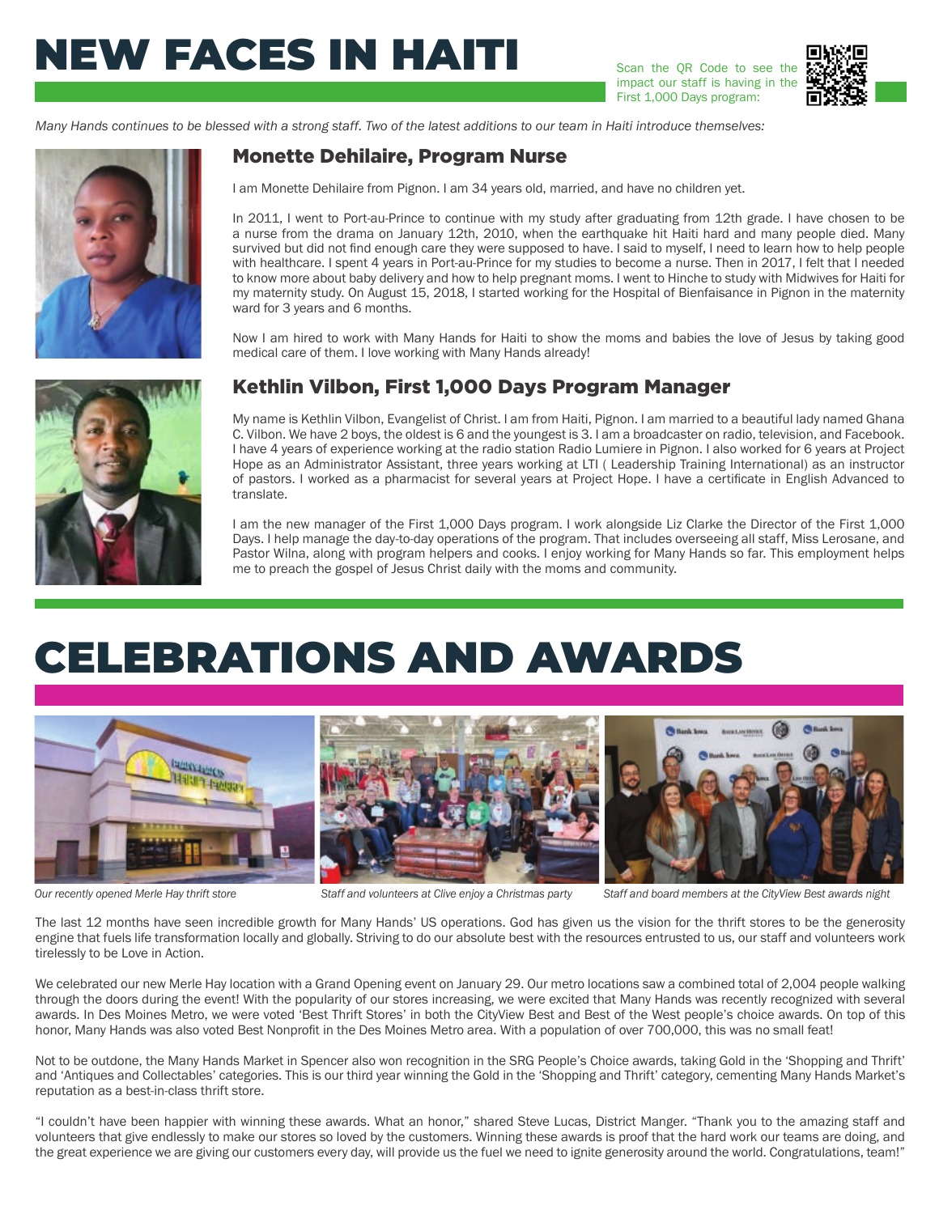# NEW FACES IN HAITI

Scan the QR Code to see the impact our staff is having in the First 1,000 Days program:

*Many Hands continues to be blessed with a strong staff. Two of the latest additions to our team in Haiti introduce themselves:*

## Monette Dehilaire, Program Nurse

I am Monette Dehilaire from Pignon. I am 34 years old, married, and have no children yet.

In 2011, I went to Port-au-Prince to continue with my study after graduating from 12th grade. I have chosen to be a nurse from the drama on January 12th, 2010, when the earthquake hit Haiti hard and many people died. Many survived but did not find enough care they were supposed to have. I said to myself, I need to learn how to help people with healthcare. I spent 4 years in Port-au-Prince for my studies to become a nurse. Then in 2017, I felt that I needed to know more about baby delivery and how to help pregnant moms. I went to Hinche to study with Midwives for Haiti for my maternity study. On August 15, 2018, I started working for the Hospital of Bienfaisance in Pignon in the maternity ward for 3 years and 6 months.

Now I am hired to work with Many Hands for Haiti to show the moms and babies the love of Jesus by taking good medical care of them. I love working with Many Hands already!

## Kethlin Vilbon, First 1,000 Days Program Manager

My name is Kethlin Vilbon, Evangelist of Christ. I am from Haiti, Pignon. I am married to a beautiful lady named Ghana C. Vilbon. We have 2 boys, the oldest is 6 and the youngest is 3. I am a broadcaster on radio, television, and Facebook. I have 4 years of experience working at the radio station Radio Lumiere in Pignon. I also worked for 6 years at Project Hope as an Administrator Assistant, three years working at LTI ( Leadership Training International) as an instructor of pastors. I worked as a pharmacist for several years at Project Hope. I have a certificate in English Advanced to translate.

I am the new manager of the First 1,000 Days program. I work alongside Liz Clarke the Director of the First 1,000 Days. I help manage the day-to-day operations of the program. That includes overseeing all staff, Miss Lerosane, and Pastor Wilna, along with program helpers and cooks. I enjoy working for Many Hands so far. This employment helps me to preach the gospel of Jesus Christ daily with the moms and community.

# CELEBRATIONS AND AWARDS

*Our recently opened Merle Hay thrift store*

*Staff and volunteers at Clive enjoy a Christmas party*

*Staff and board members at the CityView Best awards night*

The last 12 months have seen incredible growth for Many Hands' US operations. God has given us the vision for the thrift stores to be the generosity engine that fuels life transformation locally and globally. Striving to do our absolute best with the resources entrusted to us, our staff and volunteers work tirelessly to be Love in Action.

We celebrated our new Merle Hay location with a Grand Opening event on January 29. Our metro locations saw a combined total of 2,004 people walking through the doors during the event! With the popularity of our stores increasing, we were excited that Many Hands was recently recognized with several awards. In Des Moines Metro, we were voted 'Best Thrift Stores' in both the CityView Best and Best of the West people's choice awards. On top of this honor, Many Hands was also voted Best Nonprofit in the Des Moines Metro area. With a population of over 700,000, this was no small feat!

Not to be outdone, the Many Hands Market in Spencer also won recognition in the SRG People's Choice awards, taking Gold in the 'Shopping and Thrift' and 'Antiques and Collectables' categories. This is our third year winning the Gold in the 'Shopping and Thrift' category, cementing Many Hands Market's reputation as a best-in-class thrift store.

"I couldn't have been happier with winning these awards. What an honor," shared Steve Lucas, District Manger. "Thank you to the amazing staff and volunteers that give endlessly to make our stores so loved by the customers. Winning these awards is proof that the hard work our teams are doing, and the great experience we are giving our customers every day, will provide us the fuel we need to ignite generosity around the world. Congratulations, team!"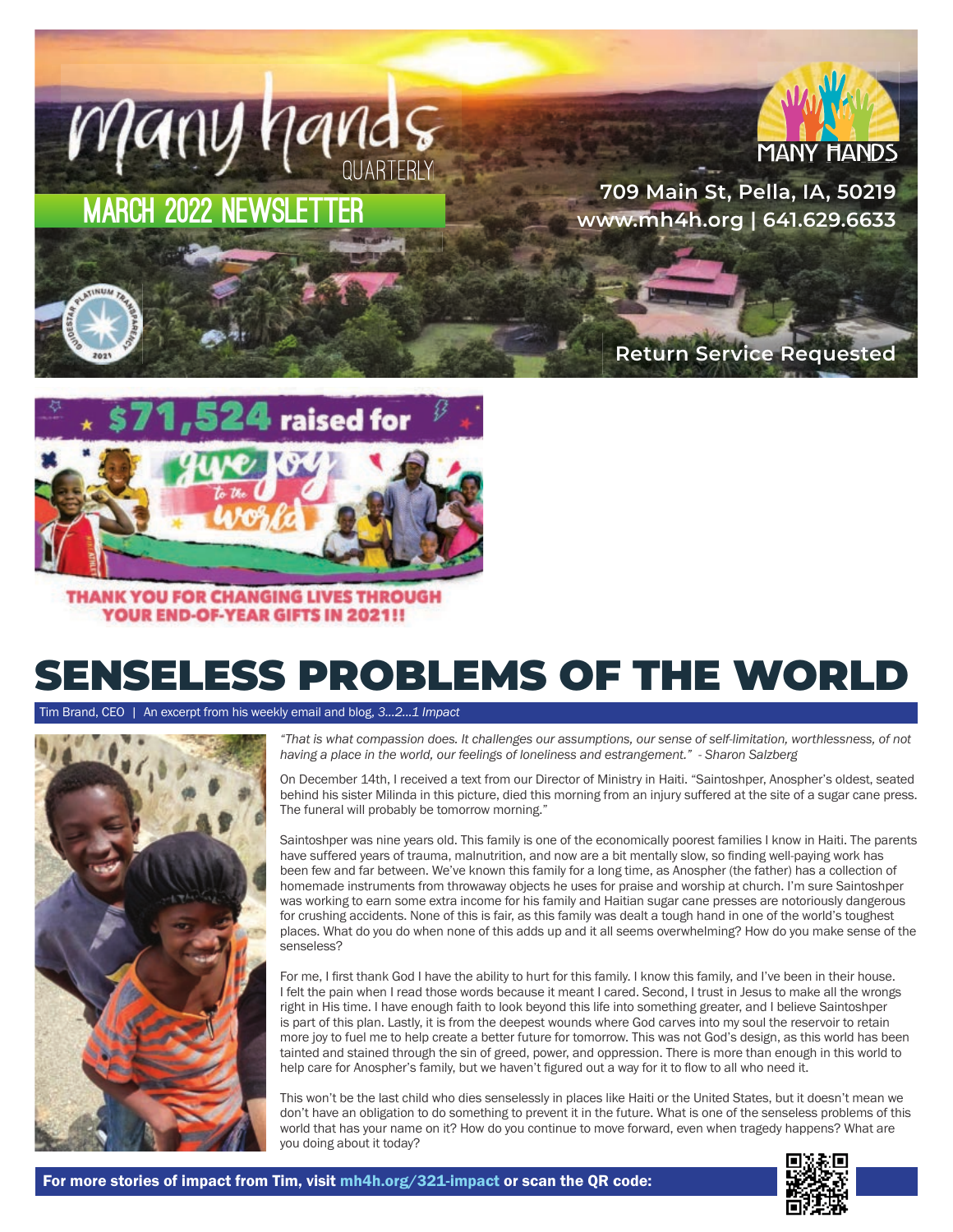# many hands QUARTERLY

## MARCH 2022 NEWSLETTER

MANY HANDS

709 Main St, Pella, IA, 50219
www.mh4h.org | 641.629.6633

Return Service Requested

$71,524 raised for give joy to the world

THANK YOU FOR CHANGING LIVES THROUGH YOUR END-OF-YEAR GIFTS IN 2021!!

# SENSELESS PROBLEMS OF THE WORLD

Tim Brand, CEO | An excerpt from his weekly email and blog, *3...2...1 Impact*

*"That is what compassion does. It challenges our assumptions, our sense of self-limitation, worthlessness, of not having a place in the world, our feelings of loneliness and estrangement." - Sharon Salzberg*

On December 14th, I received a text from our Director of Ministry in Haiti. "Saintoshper, Anospher's oldest, seated behind his sister Milinda in this picture, died this morning from an injury suffered at the site of a sugar cane press. The funeral will probably be tomorrow morning."

Saintoshper was nine years old. This family is one of the economically poorest families I know in Haiti. The parents have suffered years of trauma, malnutrition, and now are a bit mentally slow, so finding well-paying work has been few and far between. We've known this family for a long time, as Anospher (the father) has a collection of homemade instruments from throwaway objects he uses for praise and worship at church. I'm sure Saintoshper was working to earn some extra income for his family and Haitian sugar cane presses are notoriously dangerous for crushing accidents. None of this is fair, as this family was dealt a tough hand in one of the world's toughest places. What do you do when none of this adds up and it all seems overwhelming? How do you make sense of the senseless?

For me, I first thank God I have the ability to hurt for this family. I know this family, and I've been in their house. I felt the pain when I read those words because it meant I cared. Second, I trust in Jesus to make all the wrongs right in His time. I have enough faith to look beyond this life into something greater, and I believe Saintoshper is part of this plan. Lastly, it is from the deepest wounds where God carves into my soul the reservoir to retain more joy to fuel me to help create a better future for tomorrow. This was not God's design, as this world has been tainted and stained through the sin of greed, power, and oppression. There is more than enough in this world to help care for Anospher's family, but we haven't figured out a way for it to flow to all who need it.

This won't be the last child who dies senselessly in places like Haiti or the United States, but it doesn't mean we don't have an obligation to do something to prevent it in the future. What is one of the senseless problems of this world that has your name on it? How do you continue to move forward, even when tragedy happens? What are you doing about it today?

**For more stories of impact from Tim, visit mh4h.org/321-impact or scan the QR code:**